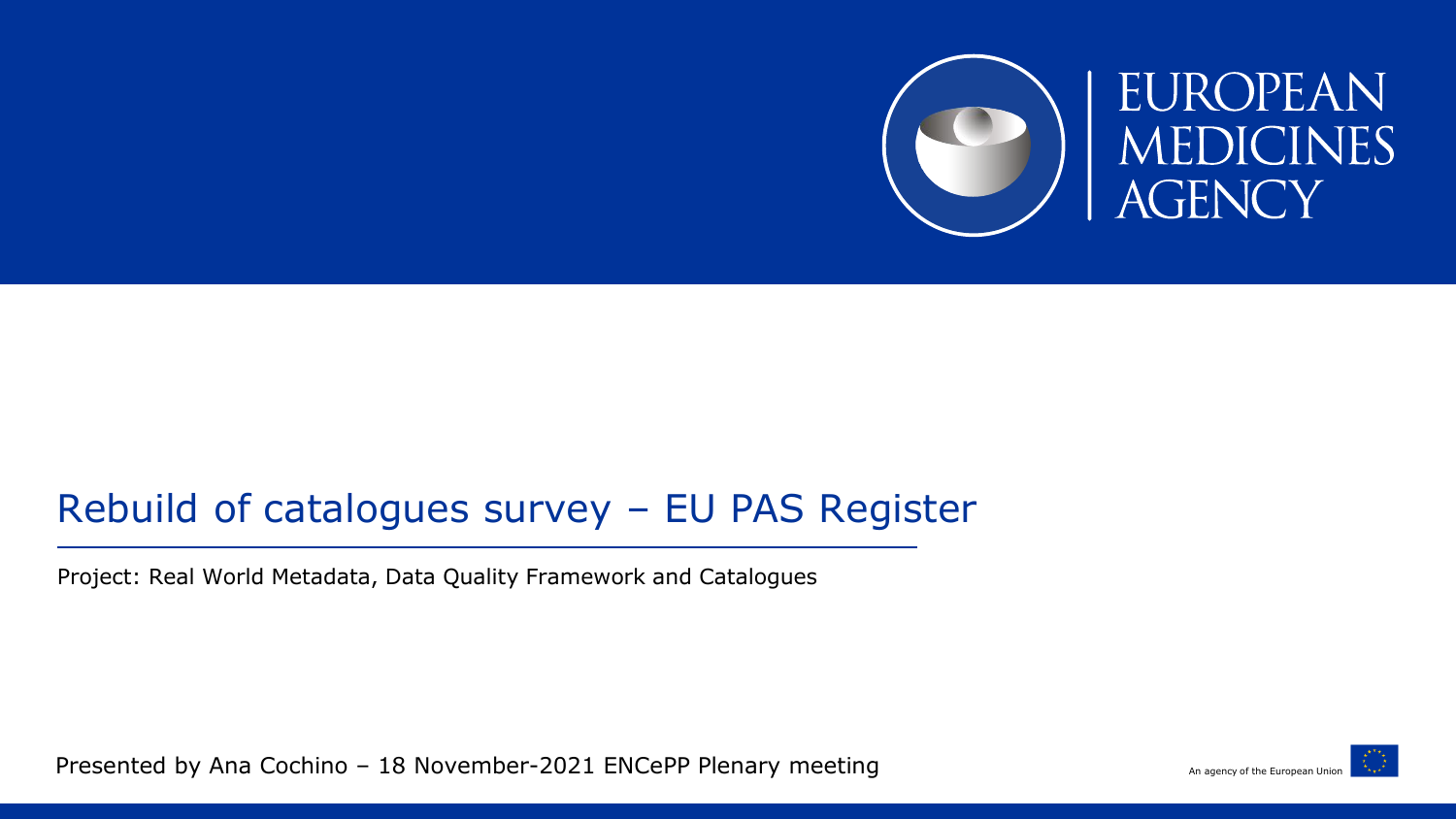# Rebuild of catalogues survey – EU PAS Register

Project: Real World Metadata, Data Quality Framework and Catalogues

Presented by Ana Cochino – 18 November-2021 ENCePP Plenary meeting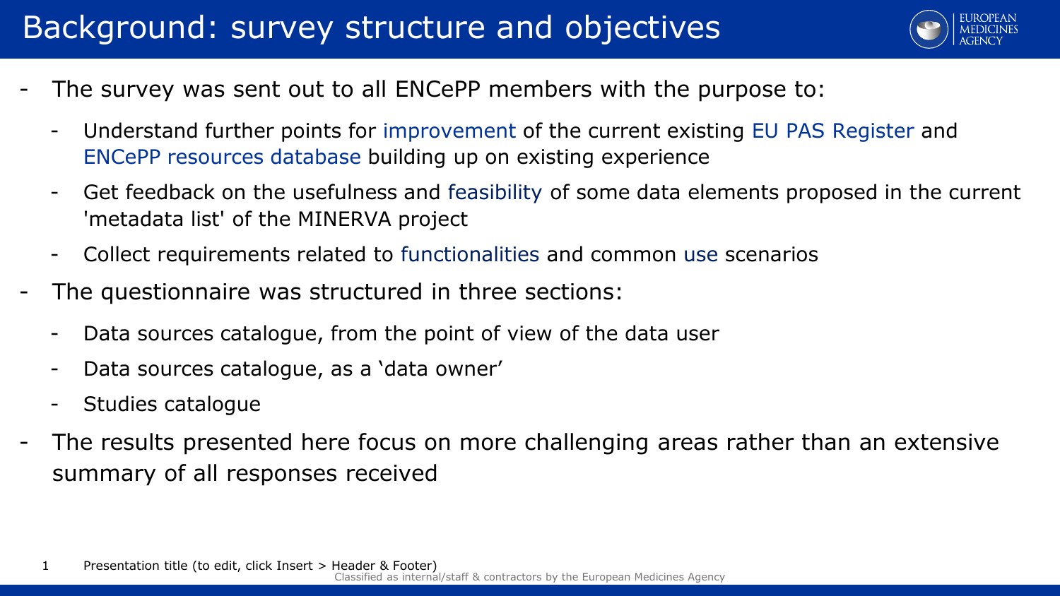# Background: survey structure and objectives

- The survey was sent out to all ENCePP members with the purpose to:
  - Understand further points for improvement of the current existing EU PAS Register and ENCePP resources database building up on existing experience
  - Get feedback on the usefulness and feasibility of some data elements proposed in the current 'metadata list' of the MINERVA project
  - Collect requirements related to functionalities and common use scenarios
- The questionnaire was structured in three sections:
  - Data sources catalogue, from the point of view of the data user
  - Data sources catalogue, as a 'data owner'
  - Studies catalogue
- The results presented here focus on more challenging areas rather than an extensive summary of all responses received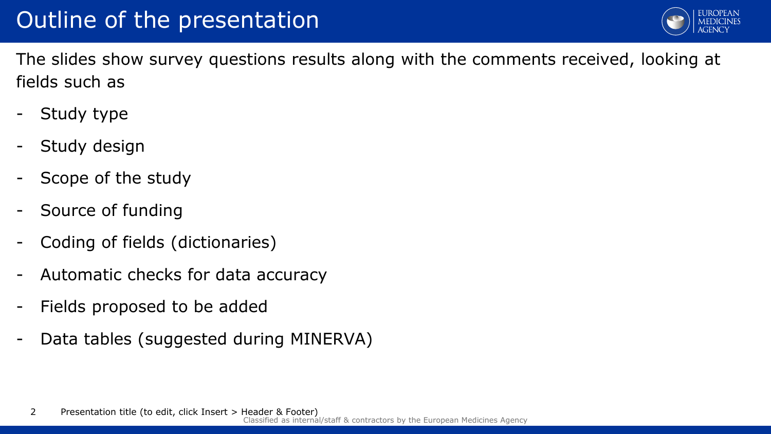# Outline of the presentation

The slides show survey questions results along with the comments received, looking at fields such as

- Study type
- Study design
- Scope of the study
- Source of funding
- Coding of fields (dictionaries)
- Automatic checks for data accuracy
- Fields proposed to be added
- Data tables (suggested during MINERVA)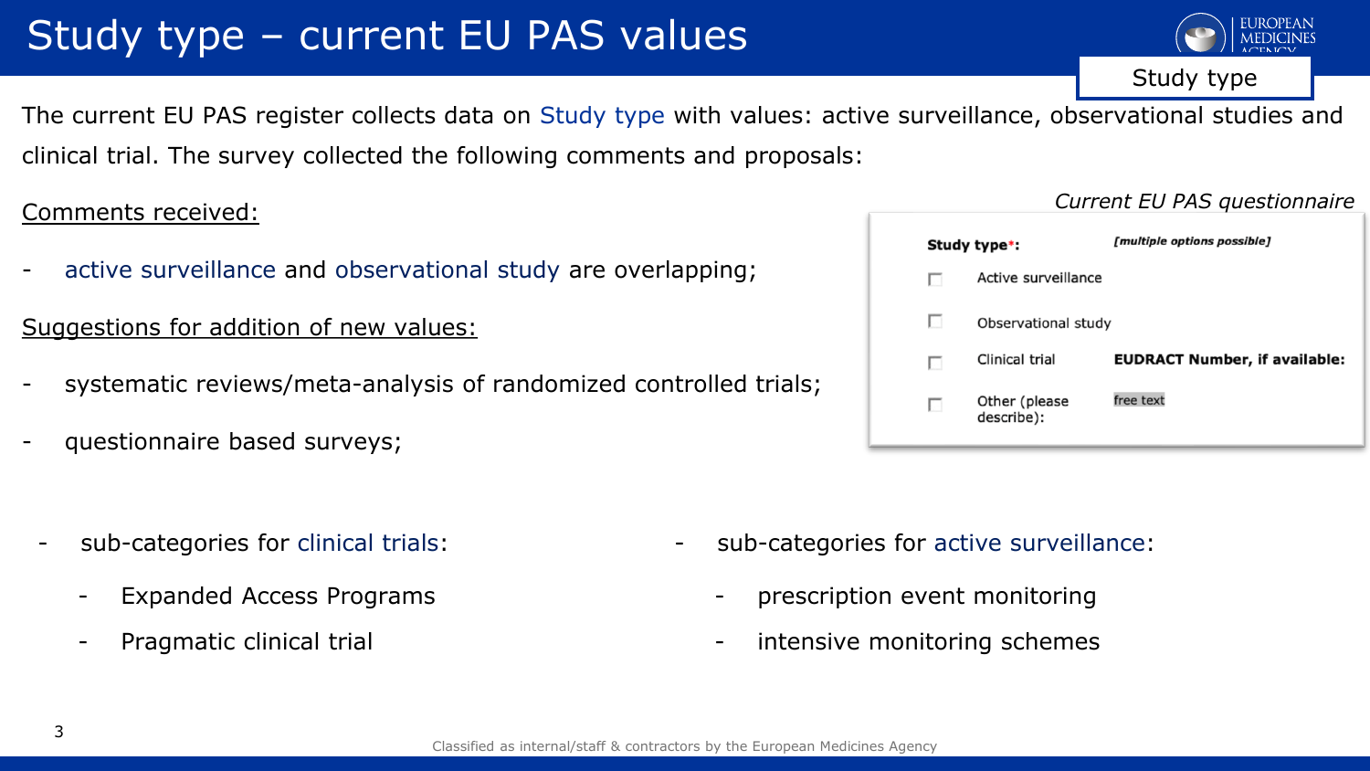# Study type – current EU PAS values

Study type

The current EU PAS register collects data on Study type with values: active surveillance, observational studies and clinical trial. The survey collected the following comments and proposals:

Comments received:

- active surveillance and observational study are overlapping;

Suggestions for addition of new values:

- systematic reviews/meta-analysis of randomized controlled trials;
- questionnaire based surveys;

*Current EU PAS questionnaire*

| **Study type*:** | *[multiple options possible]* |
|---|---|
| ☐ Active surveillance | |
| ☐ Observational study | |
| ☐ Clinical trial | **EUDRACT Number, if available:** |
| ☐ Other (please describe): | free text |

- sub-categories for clinical trials:
  - Expanded Access Programs
  - Pragmatic clinical trial
- sub-categories for active surveillance:
  - prescription event monitoring
  - intensive monitoring schemes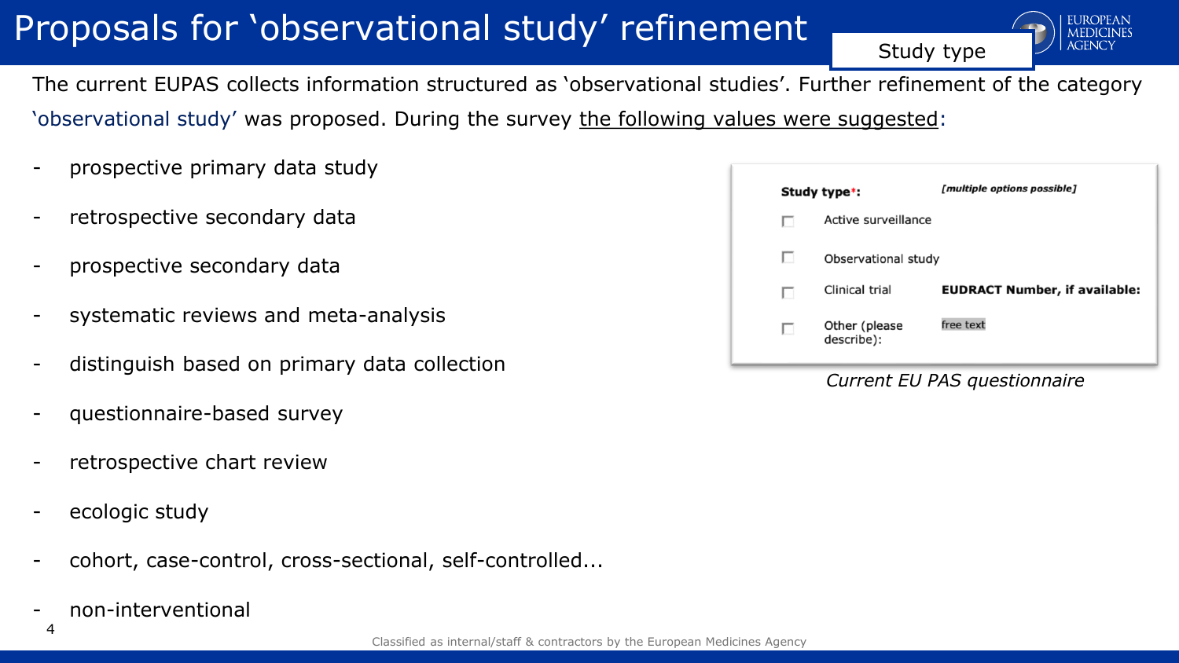# Proposals for 'observational study' refinement

Study type

The current EUPAS collects information structured as 'observational studies'. Further refinement of the category 'observational study' was proposed. During the survey the following values were suggested:

- prospective primary data study
- retrospective secondary data
- prospective secondary data
- systematic reviews and meta-analysis
- distinguish based on primary data collection
- questionnaire-based survey
- retrospective chart review
- ecologic study
- cohort, case-control, cross-sectional, self-controlled...
- non-interventional

**Study type*:** *[multiple options possible]*

- ☐ Active surveillance
- ☐ Observational study
- ☐ Clinical trial — **EUDRACT Number, if available:**
- ☐ Other (please describe): free text

*Current EU PAS questionnaire*

Classified as internal/staff & contractors by the European Medicines Agency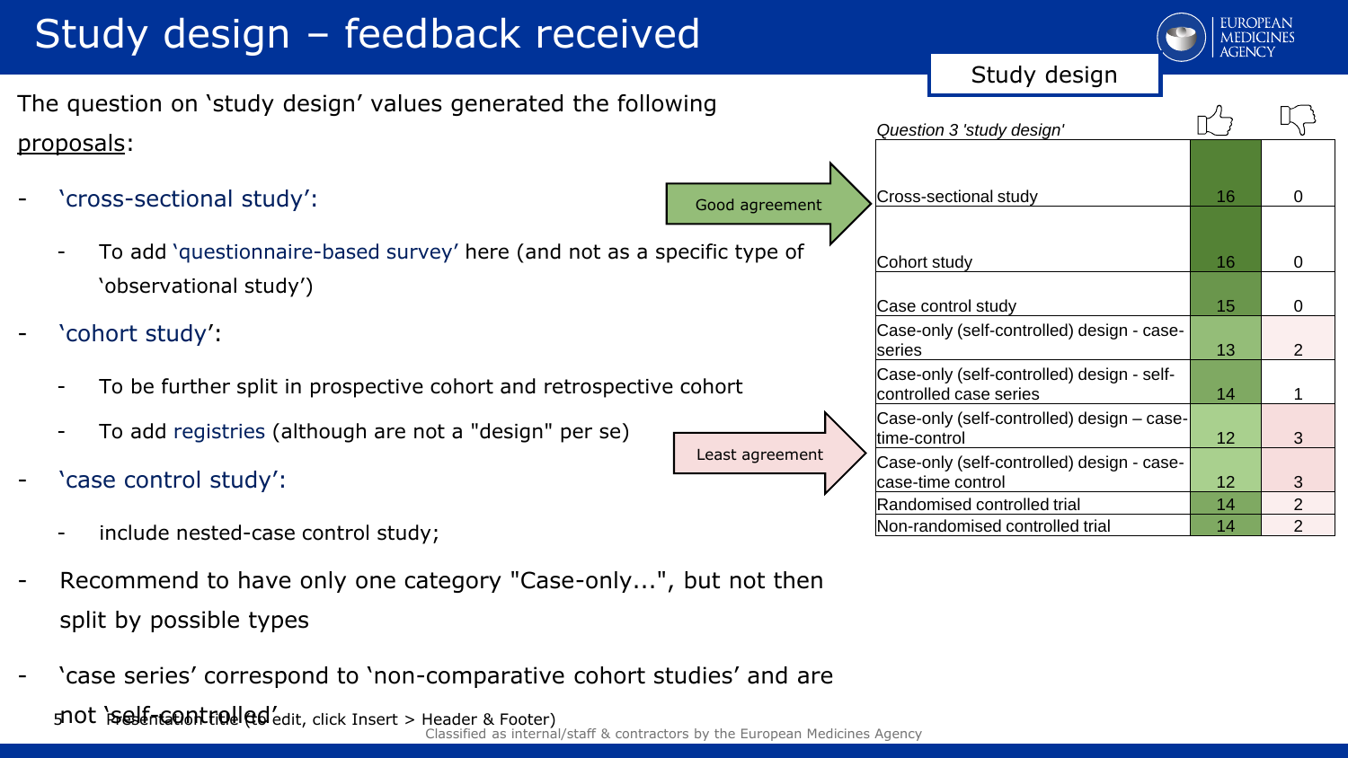# Study design – feedback received

The question on 'study design' values generated the following proposals:

- 'cross-sectional study':
  - To add 'questionnaire-based survey' here (and not as a specific type of 'observational study')
- 'cohort study':
  - To be further split in prospective cohort and retrospective cohort
  - To add registries (although are not a "design" per se)
- 'case control study':
  - include nested-case control study;
- Recommend to have only one category "Case-only...", but not then split by possible types
- 'case series' correspond to 'non-comparative cohort studies' and are not 'self-controlled'

Good agreement

Least agreement

**Study design**

| *Question 3 'study design'* | 👍 | 👎 |
|---|---|---|
| Cross-sectional study | 16 | 0 |
| Cohort study | 16 | 0 |
| Case control study | 15 | 0 |
| Case-only (self-controlled) design - case-series | 13 | 2 |
| Case-only (self-controlled) design - self-controlled case series | 14 | 1 |
| Case-only (self-controlled) design – case-time-control | 12 | 3 |
| Case-only (self-controlled) design - case-case-time control | 12 | 3 |
| Randomised controlled trial | 14 | 2 |
| Non-randomised controlled trial | 14 | 2 |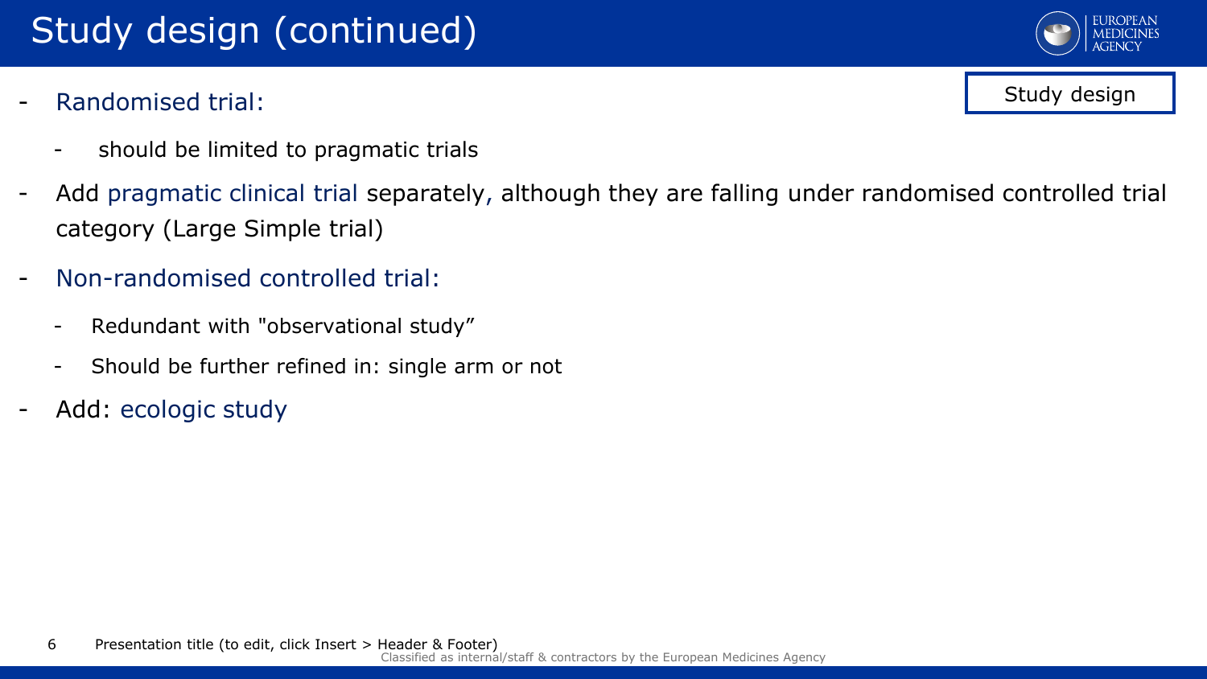# Study design (continued)

Study design

- Randomised trial:
  - should be limited to pragmatic trials
- Add pragmatic clinical trial separately, although they are falling under randomised controlled trial category (Large Simple trial)
- Non-randomised controlled trial:
  - Redundant with "observational study"
  - Should be further refined in: single arm or not
- Add: ecologic study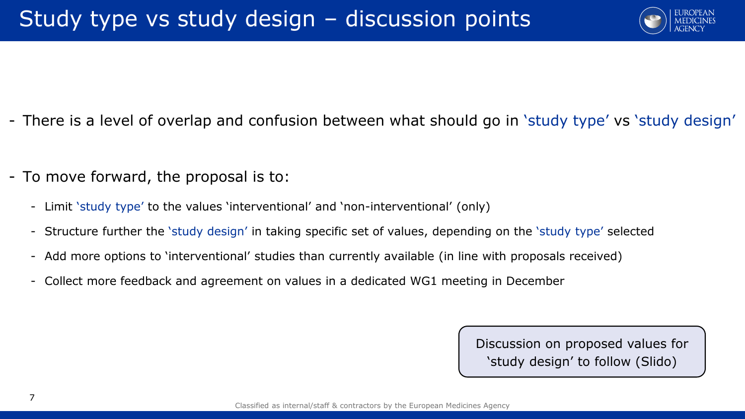# Study type vs study design – discussion points

- There is a level of overlap and confusion between what should go in 'study type' vs 'study design'

- To move forward, the proposal is to:
  - Limit 'study type' to the values 'interventional' and 'non-interventional' (only)
  - Structure further the 'study design' in taking specific set of values, depending on the 'study type' selected
  - Add more options to 'interventional' studies than currently available (in line with proposals received)
  - Collect more feedback and agreement on values in a dedicated WG1 meeting in December

Discussion on proposed values for 'study design' to follow (Slido)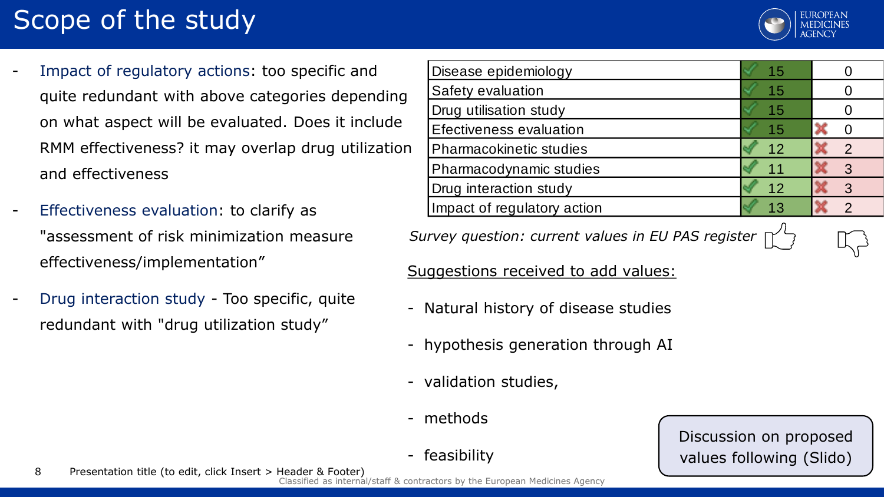# Scope of the study

- Impact of regulatory actions: too specific and quite redundant with above categories depending on what aspect will be evaluated. Does it include RMM effectiveness? it may overlap drug utilization and effectiveness
- Effectiveness evaluation: to clarify as "assessment of risk minimization measure effectiveness/implementation"
- Drug interaction study - Too specific, quite redundant with "drug utilization study"

| Value | ✓ | ✗ |
|---|---|---|
| Disease epidemiology | 15 | 0 |
| Safety evaluation | 15 | 0 |
| Drug utilisation study | 15 | 0 |
| Efectiveness evaluation | 15 | 0 |
| Pharmacokinetic studies | 12 | 2 |
| Pharmacodynamic studies | 11 | 3 |
| Drug interaction study | 12 | 3 |
| Impact of regulatory action | 13 | 2 |

*Survey question: current values in EU PAS register*

Suggestions received to add values:

- Natural history of disease studies
- hypothesis generation through AI
- validation studies,
- methods
- feasibility

Discussion on proposed values following (Slido)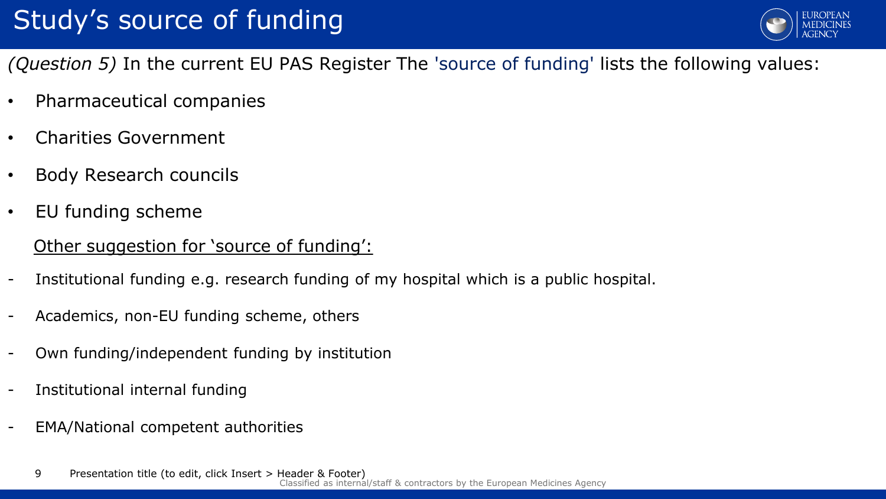# Study's source of funding

*(Question 5)* In the current EU PAS Register The 'source of funding' lists the following values:

- Pharmaceutical companies
- Charities Government
- Body Research councils
- EU funding scheme

Other suggestion for 'source of funding':

- Institutional funding e.g. research funding of my hospital which is a public hospital.
- Academics, non-EU funding scheme, others
- Own funding/independent funding by institution
- Institutional internal funding
- EMA/National competent authorities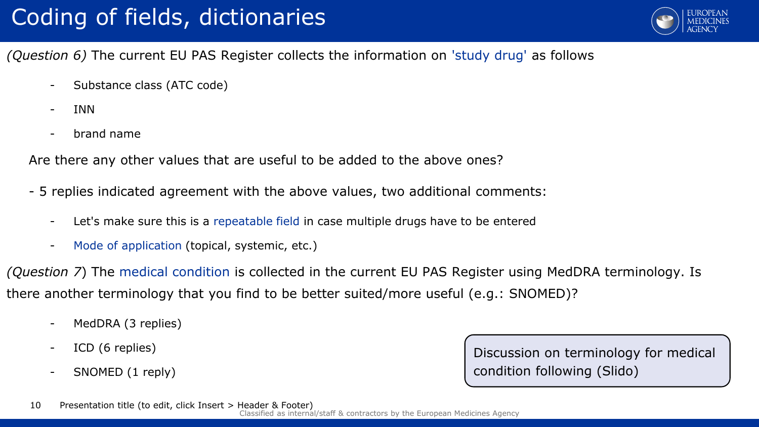# Coding of fields, dictionaries

*(Question 6)* The current EU PAS Register collects the information on 'study drug' as follows

- Substance class (ATC code)
- INN
- brand name

Are there any other values that are useful to be added to the above ones?

- 5 replies indicated agreement with the above values, two additional comments:
  - Let's make sure this is a repeatable field in case multiple drugs have to be entered
  - Mode of application (topical, systemic, etc.)

*(Question 7*) The medical condition is collected in the current EU PAS Register using MedDRA terminology. Is there another terminology that you find to be better suited/more useful (e.g.: SNOMED)?

- MedDRA (3 replies)
- ICD (6 replies)
- SNOMED (1 reply)

Discussion on terminology for medical condition following (Slido)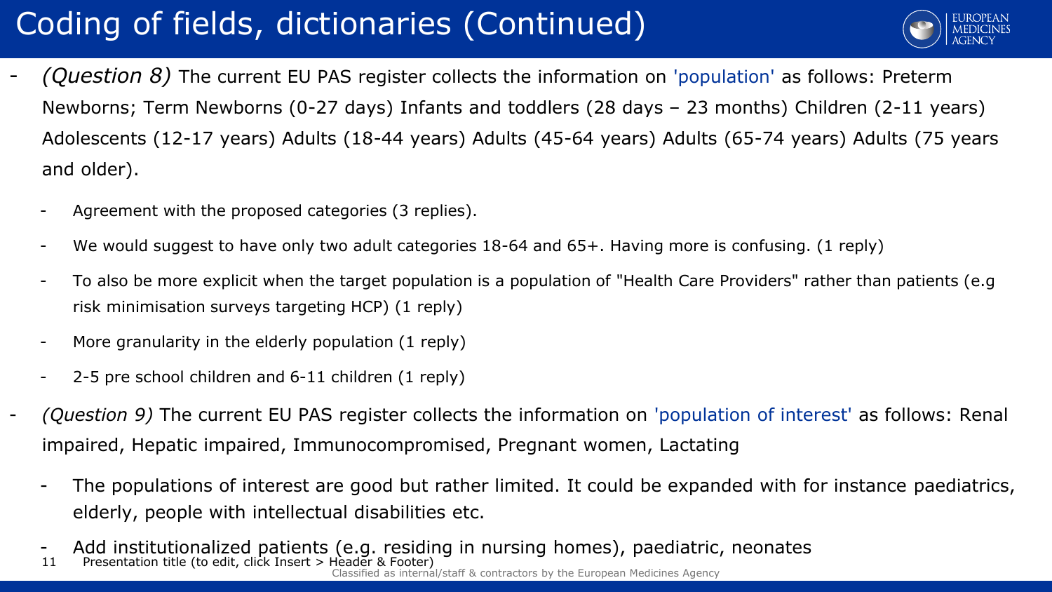# Coding of fields, dictionaries (Continued)

- *(Question 8)* The current EU PAS register collects the information on 'population' as follows: Preterm Newborns; Term Newborns (0-27 days) Infants and toddlers (28 days – 23 months) Children (2-11 years) Adolescents (12-17 years) Adults (18-44 years) Adults (45-64 years) Adults (65-74 years) Adults (75 years and older).
  - Agreement with the proposed categories (3 replies).
  - We would suggest to have only two adult categories 18-64 and 65+. Having more is confusing. (1 reply)
  - To also be more explicit when the target population is a population of "Health Care Providers" rather than patients (e.g risk minimisation surveys targeting HCP) (1 reply)
  - More granularity in the elderly population (1 reply)
  - 2-5 pre school children and 6-11 children (1 reply)
- *(Question 9)* The current EU PAS register collects the information on 'population of interest' as follows: Renal impaired, Hepatic impaired, Immunocompromised, Pregnant women, Lactating
  - The populations of interest are good but rather limited. It could be expanded with for instance paediatrics, elderly, people with intellectual disabilities etc.
  - Add institutionalized patients (e.g. residing in nursing homes), paediatric, neonates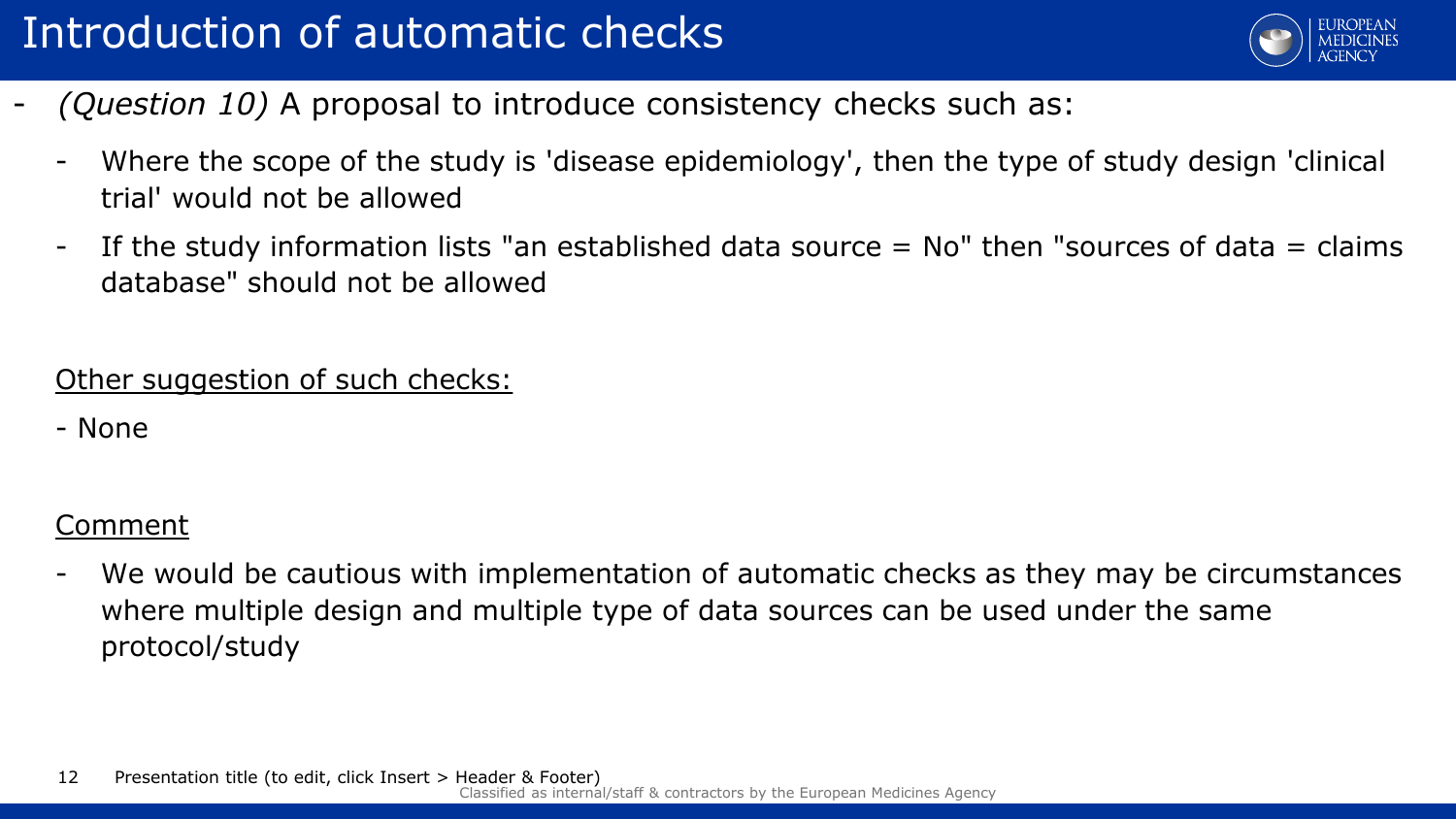# Introduction of automatic checks

- *(Question 10)* A proposal to introduce consistency checks such as:
  - Where the scope of the study is 'disease epidemiology', then the type of study design 'clinical trial' would not be allowed
  - If the study information lists "an established data source = No" then "sources of data = claims database" should not be allowed

<u>Other suggestion of such checks:</u>

- None

<u>Comment</u>

- We would be cautious with implementation of automatic checks as they may be circumstances where multiple design and multiple type of data sources can be used under the same protocol/study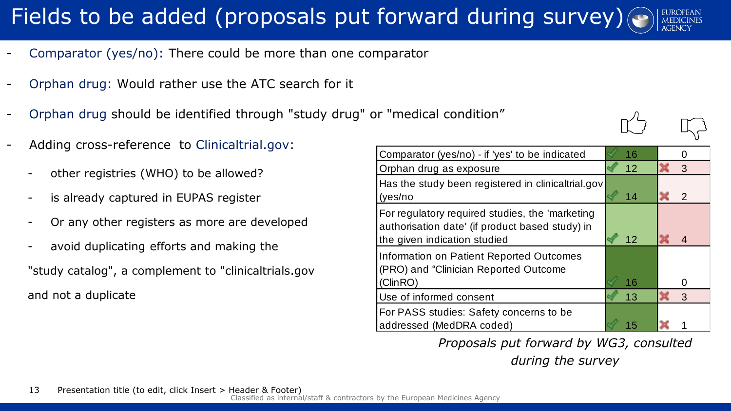# Fields to be added (proposals put forward during survey)

- Comparator (yes/no): There could be more than one comparator
- Orphan drug: Would rather use the ATC search for it
- Orphan drug should be identified through "study drug" or "medical condition"
- Adding cross-reference to Clinicaltrial.gov:
  - other registries (WHO) to be allowed?
  - is already captured in EUPAS register
  - Or any other registers as more are developed
  - avoid duplicating efforts and making the "study catalog", a complement to "clinicaltrials.gov and not a duplicate

| | 👍 | 👎 |
|---|---|---|
| Comparator (yes/no) - if 'yes' to be indicated | ✔ 16 | 0 |
| Orphan drug as exposure | ✔ 12 | ✖ 3 |
| Has the study been registered in clinicaltrial.gov (yes/no | ✔ 14 | ✖ 2 |
| For regulatory required studies, the 'marketing authorisation date' (if product based study) in the given indication studied | ✔ 12 | ✖ 4 |
| Information on Patient Reported Outcomes (PRO) and "Clinician Reported Outcome (ClinRO) | ✔ 16 | 0 |
| Use of informed consent | ✔ 13 | ✖ 3 |
| For PASS studies: Safety concerns to be addressed (MedDRA coded) | ✔ 15 | ✖ 1 |

*Proposals put forward by WG3, consulted during the survey*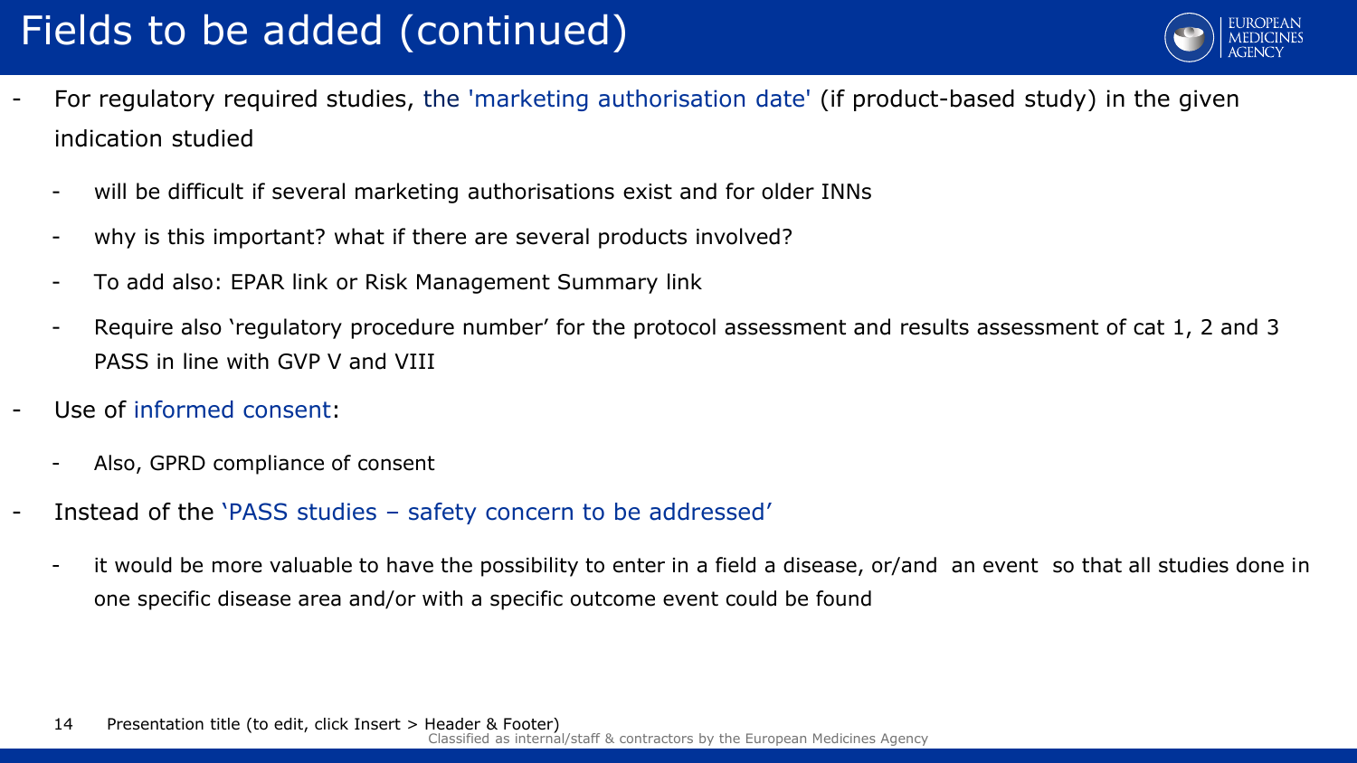# Fields to be added (continued)

- For regulatory required studies, the 'marketing authorisation date' (if product-based study) in the given indication studied
  - will be difficult if several marketing authorisations exist and for older INNs
  - why is this important? what if there are several products involved?
  - To add also: EPAR link or Risk Management Summary link
  - Require also 'regulatory procedure number' for the protocol assessment and results assessment of cat 1, 2 and 3 PASS in line with GVP V and VIII
- Use of informed consent:
  - Also, GPRD compliance of consent
- Instead of the 'PASS studies – safety concern to be addressed'
  - it would be more valuable to have the possibility to enter in a field a disease, or/and an event so that all studies done in one specific disease area and/or with a specific outcome event could be found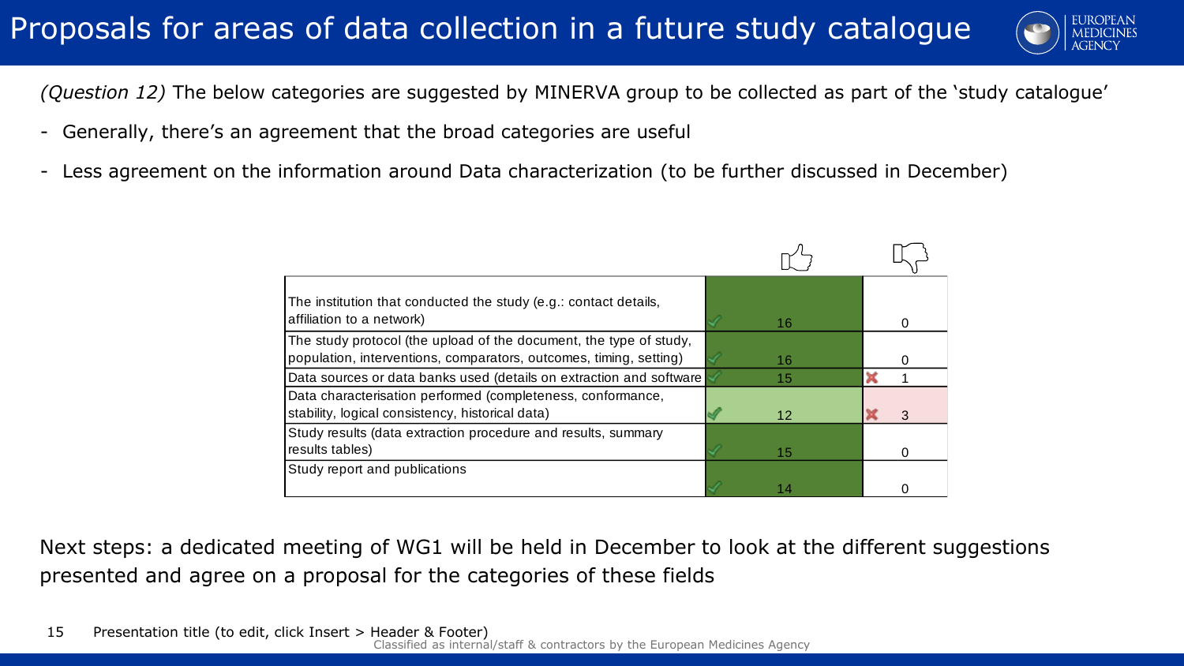# Proposals for areas of data collection in a future study catalogue

*(Question 12)* The below categories are suggested by MINERVA group to be collected as part of the 'study catalogue'

- Generally, there's an agreement that the broad categories are useful
- Less agreement on the information around Data characterization (to be further discussed in December)

| | 👍 | 👎 |
|---|---|---|
| The institution that conducted the study (e.g.: contact details, affiliation to a network) | 16 | 0 |
| The study protocol (the upload of the document, the type of study, population, interventions, comparators, outcomes, timing, setting) | 16 | 0 |
| Data sources or data banks used (details on extraction and software | 15 | 1 |
| Data characterisation performed (completeness, conformance, stability, logical consistency, historical data) | 12 | 3 |
| Study results (data extraction procedure and results, summary results tables) | 15 | 0 |
| Study report and publications | 14 | 0 |

Next steps: a dedicated meeting of WG1 will be held in December to look at the different suggestions presented and agree on a proposal for the categories of these fields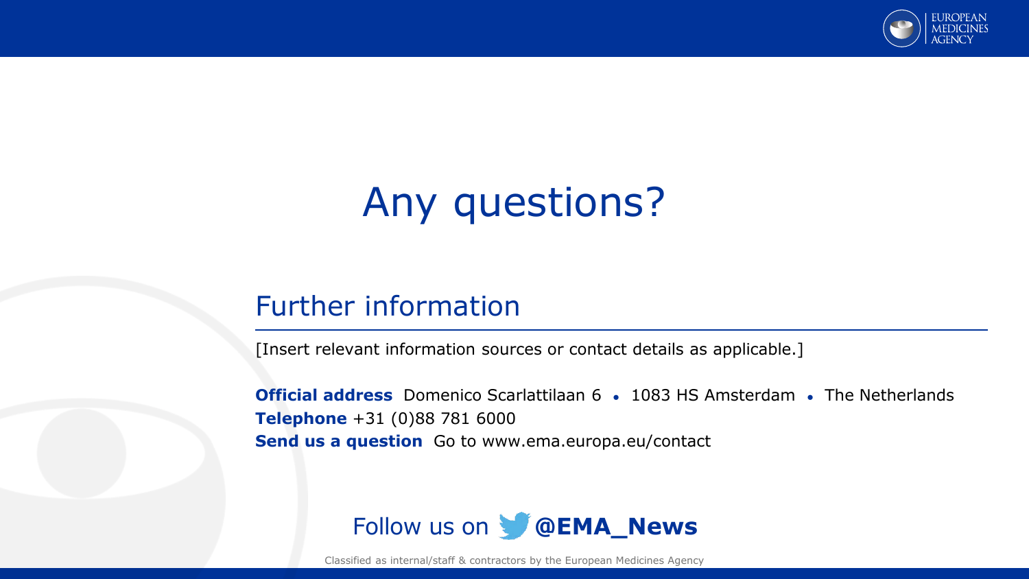# Any questions?

## Further information

[Insert relevant information sources or contact details as applicable.]

**Official address** Domenico Scarlattilaan 6 • 1083 HS Amsterdam • The Netherlands
**Telephone** +31 (0)88 781 6000
**Send us a question** Go to www.ema.europa.eu/contact

Follow us on **@EMA_News**

Classified as internal/staff & contractors by the European Medicines Agency